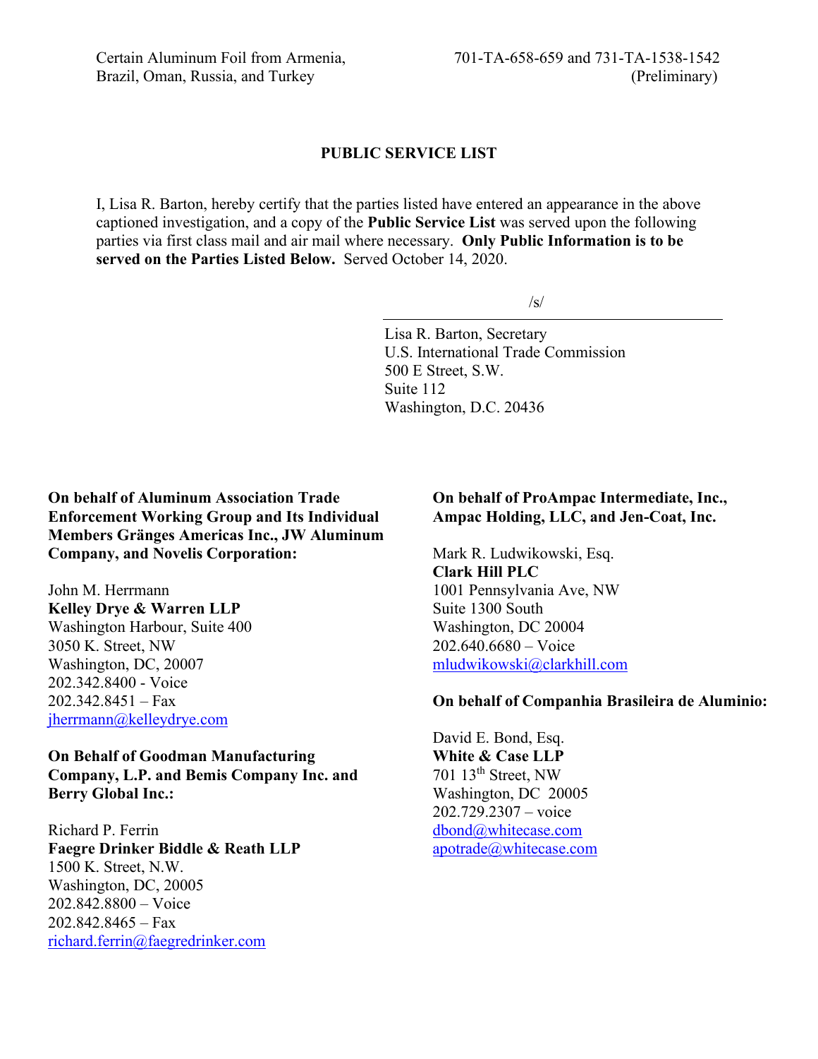Certain Aluminum Foil from Armenia, Brazil, Oman, Russia, and Turkey

701-TA-658-659 and 731-TA-1538-1542 (Preliminary)

## PUBLIC SERVICE LIST

I, Lisa R. Barton, hereby certify that the parties listed have entered an appearance in the above captioned investigation, and a copy of the **Public Service List** was served upon the following parties via first class mail and air mail where necessary. **Only Public Information is to be served on the Parties Listed Below.** Served October 14, 2020.

/s/

Lisa R. Barton, Secretary
U.S. International Trade Commission
500 E Street, S.W.
Suite 112
Washington, D.C. 20436

**On behalf of Aluminum Association Trade Enforcement Working Group and Its Individual Members Gränges Americas Inc., JW Aluminum Company, and Novelis Corporation:**

John M. Herrmann
**Kelley Drye & Warren LLP**
Washington Harbour, Suite 400
3050 K. Street, NW
Washington, DC, 20007
202.342.8400 - Voice
202.342.8451 – Fax
jherrmann@kelleydrye.com

**On Behalf of Goodman Manufacturing Company, L.P. and Bemis Company Inc. and Berry Global Inc.:**

Richard P. Ferrin
**Faegre Drinker Biddle & Reath LLP**
1500 K. Street, N.W.
Washington, DC, 20005
202.842.8800 – Voice
202.842.8465 – Fax
richard.ferrin@faegredrinker.com

**On behalf of ProAmpac Intermediate, Inc., Ampac Holding, LLC, and Jen-Coat, Inc.**

Mark R. Ludwikowski, Esq.
**Clark Hill PLC**
1001 Pennsylvania Ave, NW
Suite 1300 South
Washington, DC 20004
202.640.6680 – Voice
mludwikowski@clarkhill.com

**On behalf of Companhia Brasileira de Aluminio:**

David E. Bond, Esq.
**White & Case LLP**
701 13th Street, NW
Washington, DC 20005
202.729.2307 – voice
dbond@whitecase.com
apotrade@whitecase.com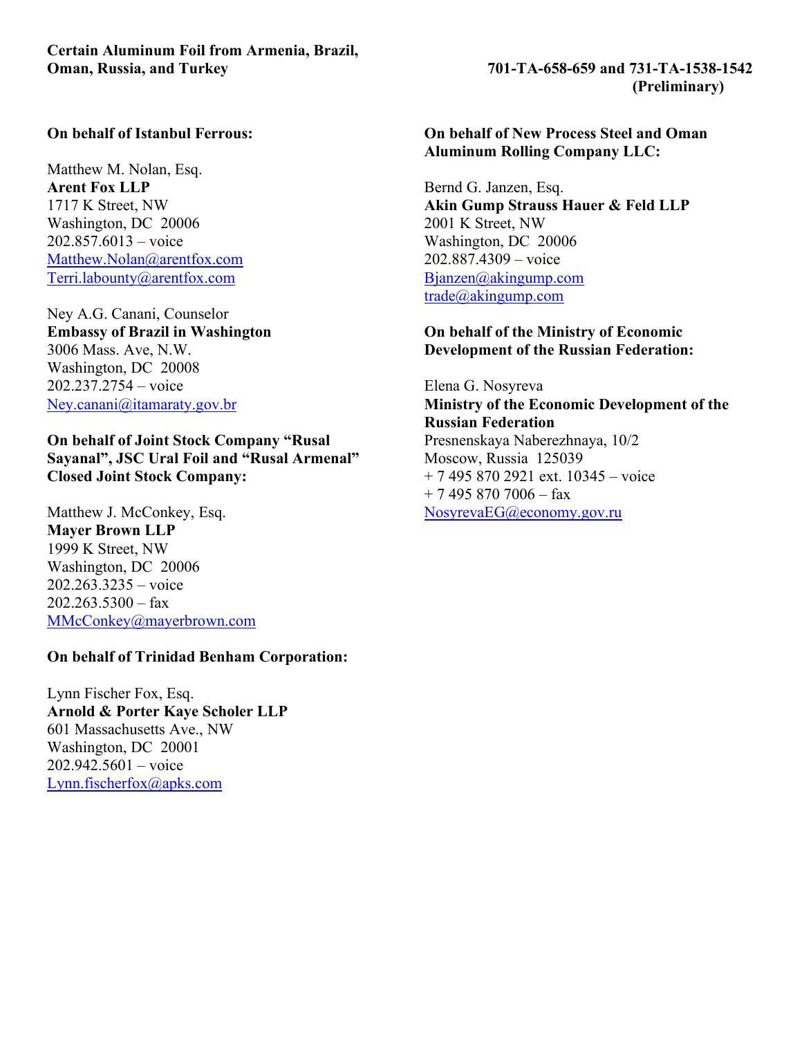**Certain Aluminum Foil from Armenia, Brazil, Oman, Russia, and Turkey**

**701-TA-658-659 and 731-TA-1538-1542 (Preliminary)**

**On behalf of Istanbul Ferrous:**

Matthew M. Nolan, Esq.
**Arent Fox LLP**
1717 K Street, NW
Washington, DC 20006
202.857.6013 – voice
Matthew.Nolan@arentfox.com
Terri.labounty@arentfox.com

Ney A.G. Canani, Counselor
**Embassy of Brazil in Washington**
3006 Mass. Ave, N.W.
Washington, DC 20008
202.237.2754 – voice
Ney.canani@itamaraty.gov.br

**On behalf of Joint Stock Company "Rusal Sayanal", JSC Ural Foil and "Rusal Armenal" Closed Joint Stock Company:**

Matthew J. McConkey, Esq.
**Mayer Brown LLP**
1999 K Street, NW
Washington, DC 20006
202.263.3235 – voice
202.263.5300 – fax
MMcConkey@mayerbrown.com

**On behalf of Trinidad Benham Corporation:**

Lynn Fischer Fox, Esq.
**Arnold & Porter Kaye Scholer LLP**
601 Massachusetts Ave., NW
Washington, DC 20001
202.942.5601 – voice
Lynn.fischerfox@apks.com

**On behalf of New Process Steel and Oman Aluminum Rolling Company LLC:**

Bernd G. Janzen, Esq.
**Akin Gump Strauss Hauer & Feld LLP**
2001 K Street, NW
Washington, DC 20006
202.887.4309 – voice
Bjanzen@akingump.com
trade@akingump.com

**On behalf of the Ministry of Economic Development of the Russian Federation:**

Elena G. Nosyreva
**Ministry of the Economic Development of the Russian Federation**
Presnenskaya Naberezhnaya, 10/2
Moscow, Russia 125039
+ 7 495 870 2921 ext. 10345 – voice
+ 7 495 870 7006 – fax
NosyrevaEG@economy.gov.ru